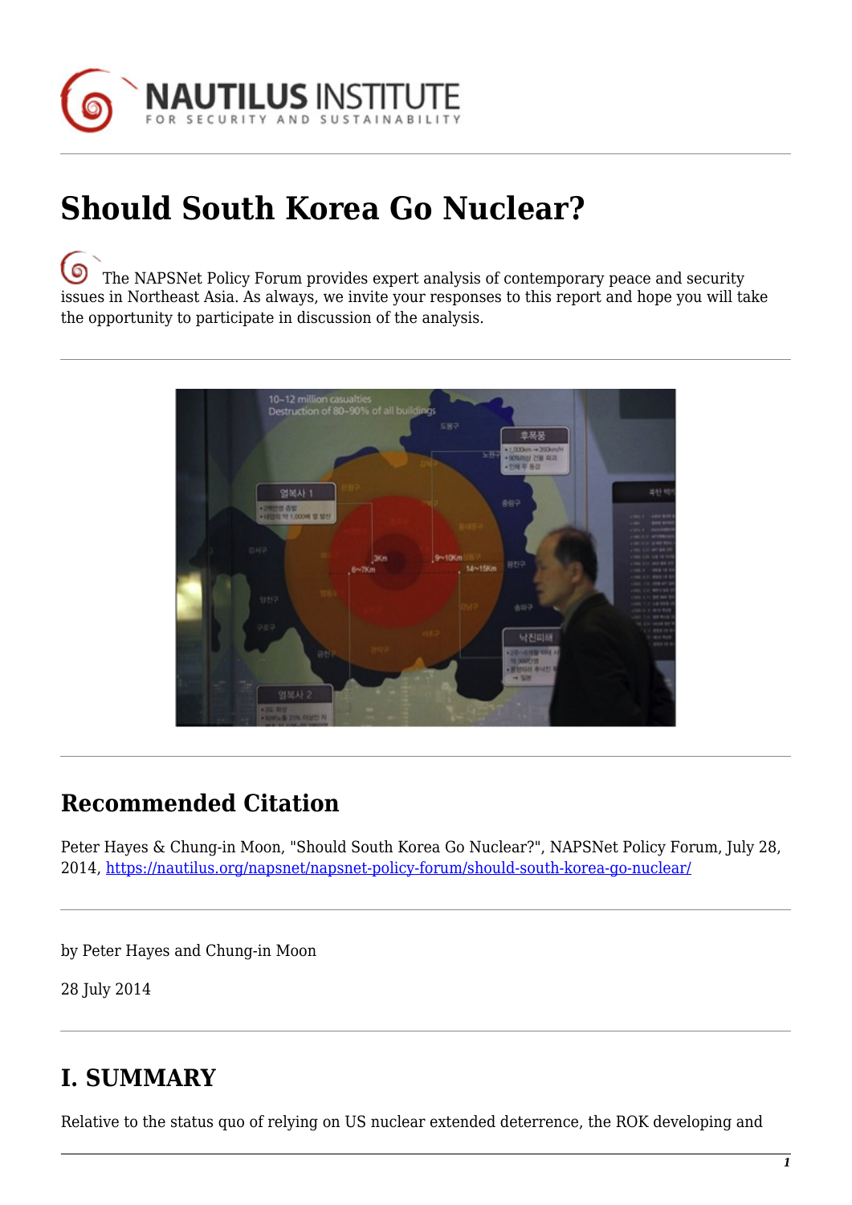# Should South Korea Go Nuclear?

The NAPSNet Policy Forum provides expert analysis of contemporary peace and security issues in Northeast Asia. As always, we invite your responses to this report and hope you will take the opportunity to participate in discussion of the analysis.

## Recommended Citation

Peter Hayes & Chung-in Moon, "Should South Korea Go Nuclear?", NAPSNet Policy Forum, July 28, 2014, https://nautilus.org/napsnet/napsnet-policy-forum/should-south-korea-go-nuclear/

by Peter Hayes and Chung-in Moon

28 July 2014

## I. SUMMARY

Relative to the status quo of relying on US nuclear extended deterrence, the ROK developing and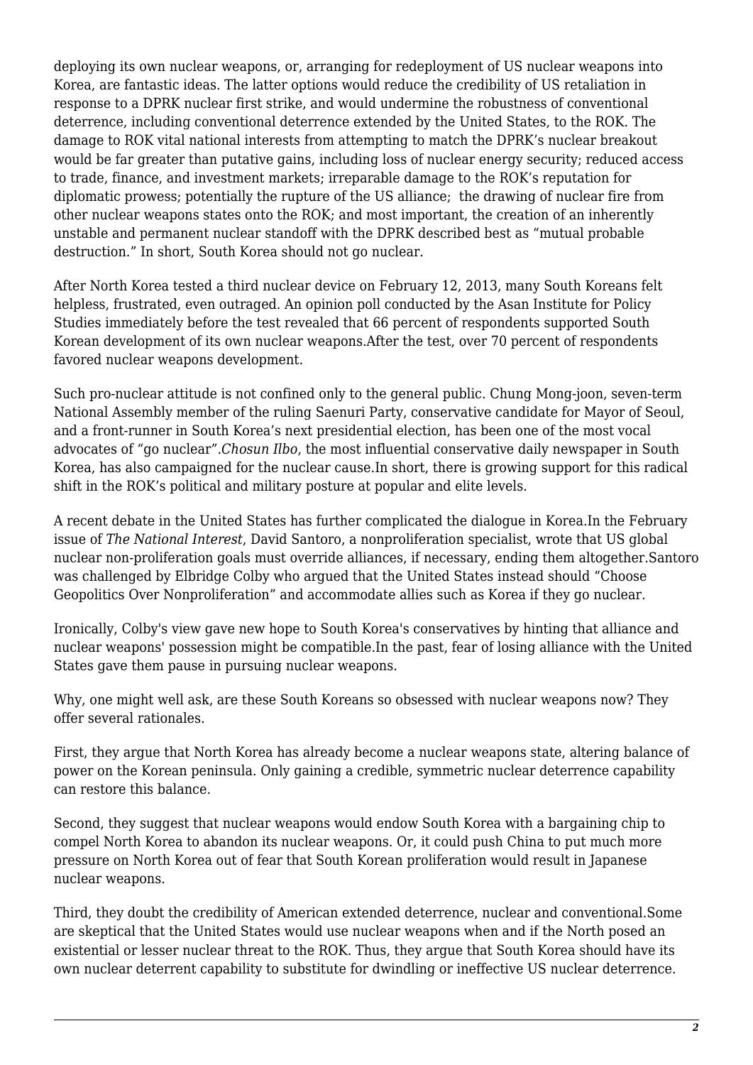deploying its own nuclear weapons, or, arranging for redeployment of US nuclear weapons into Korea, are fantastic ideas. The latter options would reduce the credibility of US retaliation in response to a DPRK nuclear first strike, and would undermine the robustness of conventional deterrence, including conventional deterrence extended by the United States, to the ROK. The damage to ROK vital national interests from attempting to match the DPRK's nuclear breakout would be far greater than putative gains, including loss of nuclear energy security; reduced access to trade, finance, and investment markets; irreparable damage to the ROK's reputation for diplomatic prowess; potentially the rupture of the US alliance; the drawing of nuclear fire from other nuclear weapons states onto the ROK; and most important, the creation of an inherently unstable and permanent nuclear standoff with the DPRK described best as "mutual probable destruction." In short, South Korea should not go nuclear.

After North Korea tested a third nuclear device on February 12, 2013, many South Koreans felt helpless, frustrated, even outraged. An opinion poll conducted by the Asan Institute for Policy Studies immediately before the test revealed that 66 percent of respondents supported South Korean development of its own nuclear weapons.After the test, over 70 percent of respondents favored nuclear weapons development.

Such pro-nuclear attitude is not confined only to the general public. Chung Mong-joon, seven-term National Assembly member of the ruling Saenuri Party, conservative candidate for Mayor of Seoul, and a front-runner in South Korea's next presidential election, has been one of the most vocal advocates of "go nuclear".*Chosun Ilbo*, the most influential conservative daily newspaper in South Korea, has also campaigned for the nuclear cause.In short, there is growing support for this radical shift in the ROK's political and military posture at popular and elite levels.

A recent debate in the United States has further complicated the dialogue in Korea.In the February issue of *The National Interest*, David Santoro, a nonproliferation specialist, wrote that US global nuclear non-proliferation goals must override alliances, if necessary, ending them altogether.Santoro was challenged by Elbridge Colby who argued that the United States instead should "Choose Geopolitics Over Nonproliferation" and accommodate allies such as Korea if they go nuclear.

Ironically, Colby's view gave new hope to South Korea's conservatives by hinting that alliance and nuclear weapons' possession might be compatible.In the past, fear of losing alliance with the United States gave them pause in pursuing nuclear weapons.

Why, one might well ask, are these South Koreans so obsessed with nuclear weapons now? They offer several rationales.

First, they argue that North Korea has already become a nuclear weapons state, altering balance of power on the Korean peninsula. Only gaining a credible, symmetric nuclear deterrence capability can restore this balance.

Second, they suggest that nuclear weapons would endow South Korea with a bargaining chip to compel North Korea to abandon its nuclear weapons. Or, it could push China to put much more pressure on North Korea out of fear that South Korean proliferation would result in Japanese nuclear weapons.

Third, they doubt the credibility of American extended deterrence, nuclear and conventional.Some are skeptical that the United States would use nuclear weapons when and if the North posed an existential or lesser nuclear threat to the ROK. Thus, they argue that South Korea should have its own nuclear deterrent capability to substitute for dwindling or ineffective US nuclear deterrence.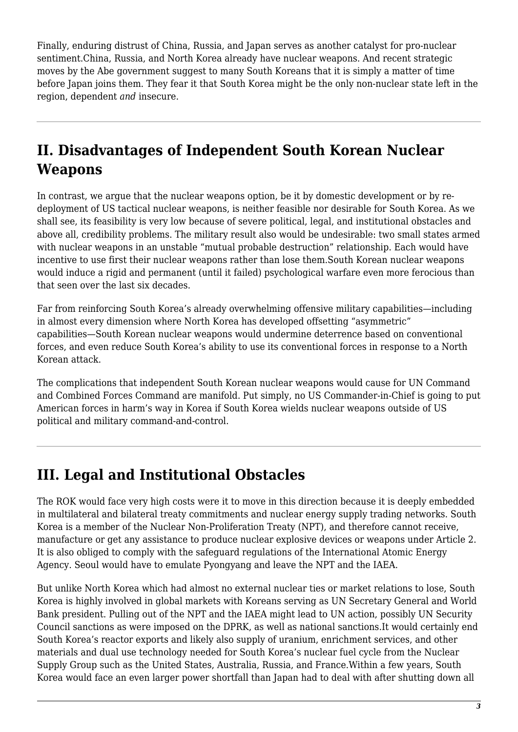Finally, enduring distrust of China, Russia, and Japan serves as another catalyst for pro-nuclear sentiment.China, Russia, and North Korea already have nuclear weapons. And recent strategic moves by the Abe government suggest to many South Koreans that it is simply a matter of time before Japan joins them. They fear it that South Korea might be the only non-nuclear state left in the region, dependent *and* insecure.

## II. Disadvantages of Independent South Korean Nuclear Weapons

In contrast, we argue that the nuclear weapons option, be it by domestic development or by re-deployment of US tactical nuclear weapons, is neither feasible nor desirable for South Korea. As we shall see, its feasibility is very low because of severe political, legal, and institutional obstacles and above all, credibility problems. The military result also would be undesirable: two small states armed with nuclear weapons in an unstable "mutual probable destruction" relationship. Each would have incentive to use first their nuclear weapons rather than lose them.South Korean nuclear weapons would induce a rigid and permanent (until it failed) psychological warfare even more ferocious than that seen over the last six decades.

Far from reinforcing South Korea's already overwhelming offensive military capabilities—including in almost every dimension where North Korea has developed offsetting "asymmetric" capabilities—South Korean nuclear weapons would undermine deterrence based on conventional forces, and even reduce South Korea's ability to use its conventional forces in response to a North Korean attack.

The complications that independent South Korean nuclear weapons would cause for UN Command and Combined Forces Command are manifold. Put simply, no US Commander-in-Chief is going to put American forces in harm's way in Korea if South Korea wields nuclear weapons outside of US political and military command-and-control.

## III. Legal and Institutional Obstacles

The ROK would face very high costs were it to move in this direction because it is deeply embedded in multilateral and bilateral treaty commitments and nuclear energy supply trading networks. South Korea is a member of the Nuclear Non-Proliferation Treaty (NPT), and therefore cannot receive, manufacture or get any assistance to produce nuclear explosive devices or weapons under Article 2. It is also obliged to comply with the safeguard regulations of the International Atomic Energy Agency. Seoul would have to emulate Pyongyang and leave the NPT and the IAEA.

But unlike North Korea which had almost no external nuclear ties or market relations to lose, South Korea is highly involved in global markets with Koreans serving as UN Secretary General and World Bank president. Pulling out of the NPT and the IAEA might lead to UN action, possibly UN Security Council sanctions as were imposed on the DPRK, as well as national sanctions.It would certainly end South Korea's reactor exports and likely also supply of uranium, enrichment services, and other materials and dual use technology needed for South Korea's nuclear fuel cycle from the Nuclear Supply Group such as the United States, Australia, Russia, and France.Within a few years, South Korea would face an even larger power shortfall than Japan had to deal with after shutting down all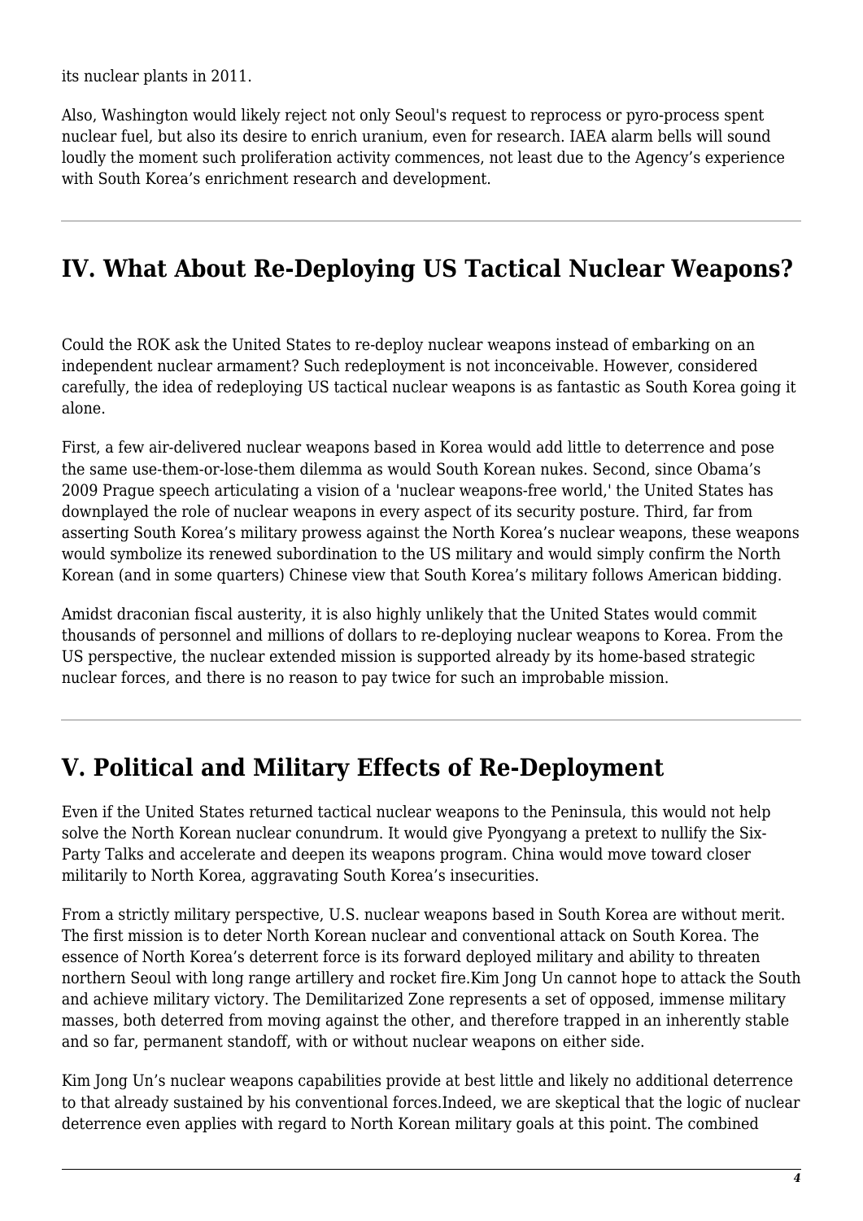its nuclear plants in 2011.

Also, Washington would likely reject not only Seoul's request to reprocess or pyro-process spent nuclear fuel, but also its desire to enrich uranium, even for research. IAEA alarm bells will sound loudly the moment such proliferation activity commences, not least due to the Agency's experience with South Korea's enrichment research and development.

## IV. What About Re-Deploying US Tactical Nuclear Weapons?

Could the ROK ask the United States to re-deploy nuclear weapons instead of embarking on an independent nuclear armament? Such redeployment is not inconceivable. However, considered carefully, the idea of redeploying US tactical nuclear weapons is as fantastic as South Korea going it alone.

First, a few air-delivered nuclear weapons based in Korea would add little to deterrence and pose the same use-them-or-lose-them dilemma as would South Korean nukes. Second, since Obama's 2009 Prague speech articulating a vision of a 'nuclear weapons-free world,' the United States has downplayed the role of nuclear weapons in every aspect of its security posture. Third, far from asserting South Korea's military prowess against the North Korea's nuclear weapons, these weapons would symbolize its renewed subordination to the US military and would simply confirm the North Korean (and in some quarters) Chinese view that South Korea's military follows American bidding.

Amidst draconian fiscal austerity, it is also highly unlikely that the United States would commit thousands of personnel and millions of dollars to re-deploying nuclear weapons to Korea. From the US perspective, the nuclear extended mission is supported already by its home-based strategic nuclear forces, and there is no reason to pay twice for such an improbable mission.

## V. Political and Military Effects of Re-Deployment

Even if the United States returned tactical nuclear weapons to the Peninsula, this would not help solve the North Korean nuclear conundrum. It would give Pyongyang a pretext to nullify the Six-Party Talks and accelerate and deepen its weapons program. China would move toward closer militarily to North Korea, aggravating South Korea's insecurities.

From a strictly military perspective, U.S. nuclear weapons based in South Korea are without merit. The first mission is to deter North Korean nuclear and conventional attack on South Korea. The essence of North Korea's deterrent force is its forward deployed military and ability to threaten northern Seoul with long range artillery and rocket fire.Kim Jong Un cannot hope to attack the South and achieve military victory. The Demilitarized Zone represents a set of opposed, immense military masses, both deterred from moving against the other, and therefore trapped in an inherently stable and so far, permanent standoff, with or without nuclear weapons on either side.

Kim Jong Un's nuclear weapons capabilities provide at best little and likely no additional deterrence to that already sustained by his conventional forces.Indeed, we are skeptical that the logic of nuclear deterrence even applies with regard to North Korean military goals at this point. The combined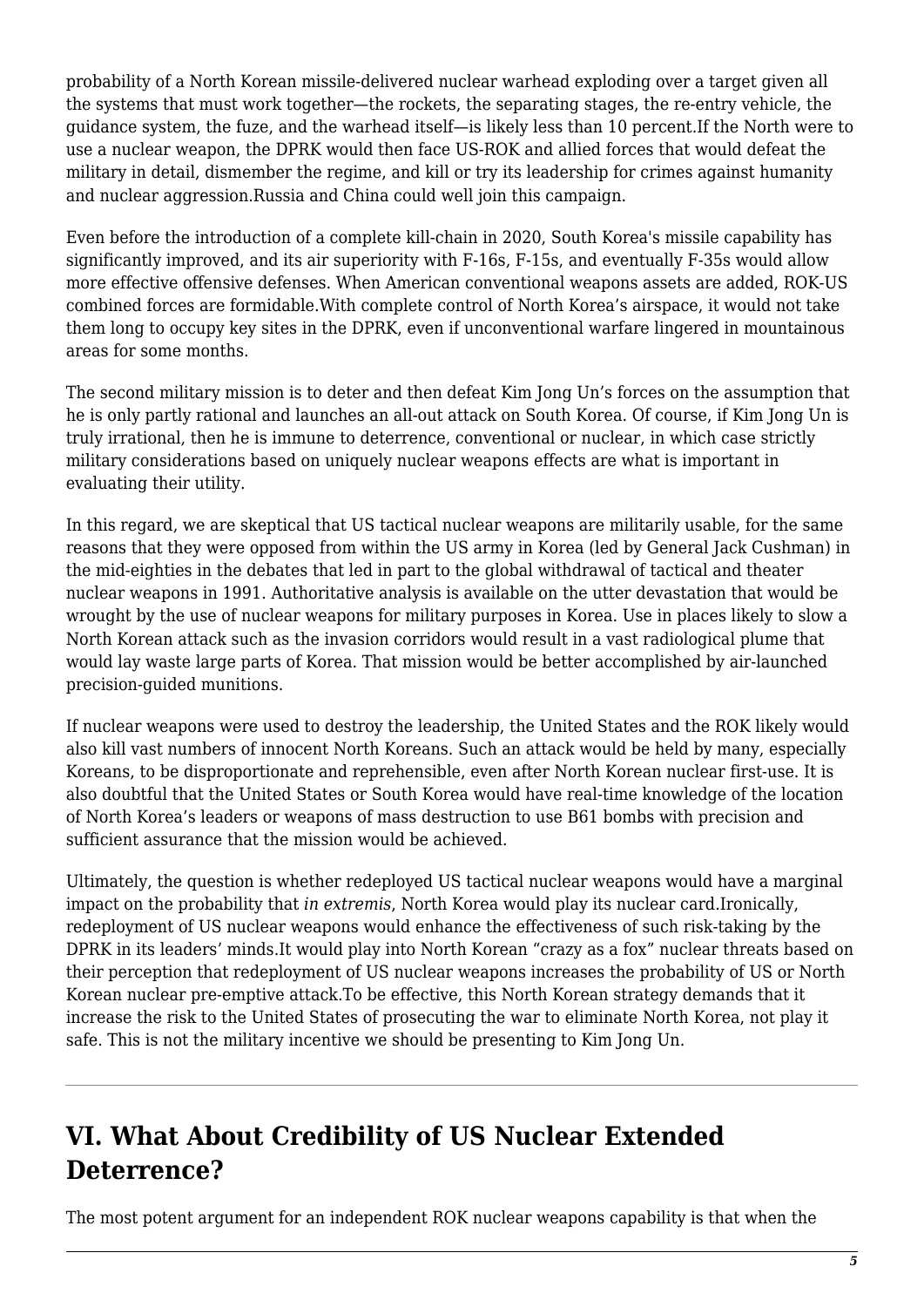probability of a North Korean missile-delivered nuclear warhead exploding over a target given all the systems that must work together—the rockets, the separating stages, the re-entry vehicle, the guidance system, the fuze, and the warhead itself—is likely less than 10 percent.If the North were to use a nuclear weapon, the DPRK would then face US-ROK and allied forces that would defeat the military in detail, dismember the regime, and kill or try its leadership for crimes against humanity and nuclear aggression.Russia and China could well join this campaign.

Even before the introduction of a complete kill-chain in 2020, South Korea's missile capability has significantly improved, and its air superiority with F-16s, F-15s, and eventually F-35s would allow more effective offensive defenses. When American conventional weapons assets are added, ROK-US combined forces are formidable.With complete control of North Korea's airspace, it would not take them long to occupy key sites in the DPRK, even if unconventional warfare lingered in mountainous areas for some months.

The second military mission is to deter and then defeat Kim Jong Un's forces on the assumption that he is only partly rational and launches an all-out attack on South Korea. Of course, if Kim Jong Un is truly irrational, then he is immune to deterrence, conventional or nuclear, in which case strictly military considerations based on uniquely nuclear weapons effects are what is important in evaluating their utility.

In this regard, we are skeptical that US tactical nuclear weapons are militarily usable, for the same reasons that they were opposed from within the US army in Korea (led by General Jack Cushman) in the mid-eighties in the debates that led in part to the global withdrawal of tactical and theater nuclear weapons in 1991. Authoritative analysis is available on the utter devastation that would be wrought by the use of nuclear weapons for military purposes in Korea. Use in places likely to slow a North Korean attack such as the invasion corridors would result in a vast radiological plume that would lay waste large parts of Korea. That mission would be better accomplished by air-launched precision-guided munitions.

If nuclear weapons were used to destroy the leadership, the United States and the ROK likely would also kill vast numbers of innocent North Koreans. Such an attack would be held by many, especially Koreans, to be disproportionate and reprehensible, even after North Korean nuclear first-use. It is also doubtful that the United States or South Korea would have real-time knowledge of the location of North Korea's leaders or weapons of mass destruction to use B61 bombs with precision and sufficient assurance that the mission would be achieved.

Ultimately, the question is whether redeployed US tactical nuclear weapons would have a marginal impact on the probability that *in extremis*, North Korea would play its nuclear card.Ironically, redeployment of US nuclear weapons would enhance the effectiveness of such risk-taking by the DPRK in its leaders' minds.It would play into North Korean "crazy as a fox" nuclear threats based on their perception that redeployment of US nuclear weapons increases the probability of US or North Korean nuclear pre-emptive attack.To be effective, this North Korean strategy demands that it increase the risk to the United States of prosecuting the war to eliminate North Korea, not play it safe. This is not the military incentive we should be presenting to Kim Jong Un.

---

## VI. What About Credibility of US Nuclear Extended Deterrence?

The most potent argument for an independent ROK nuclear weapons capability is that when the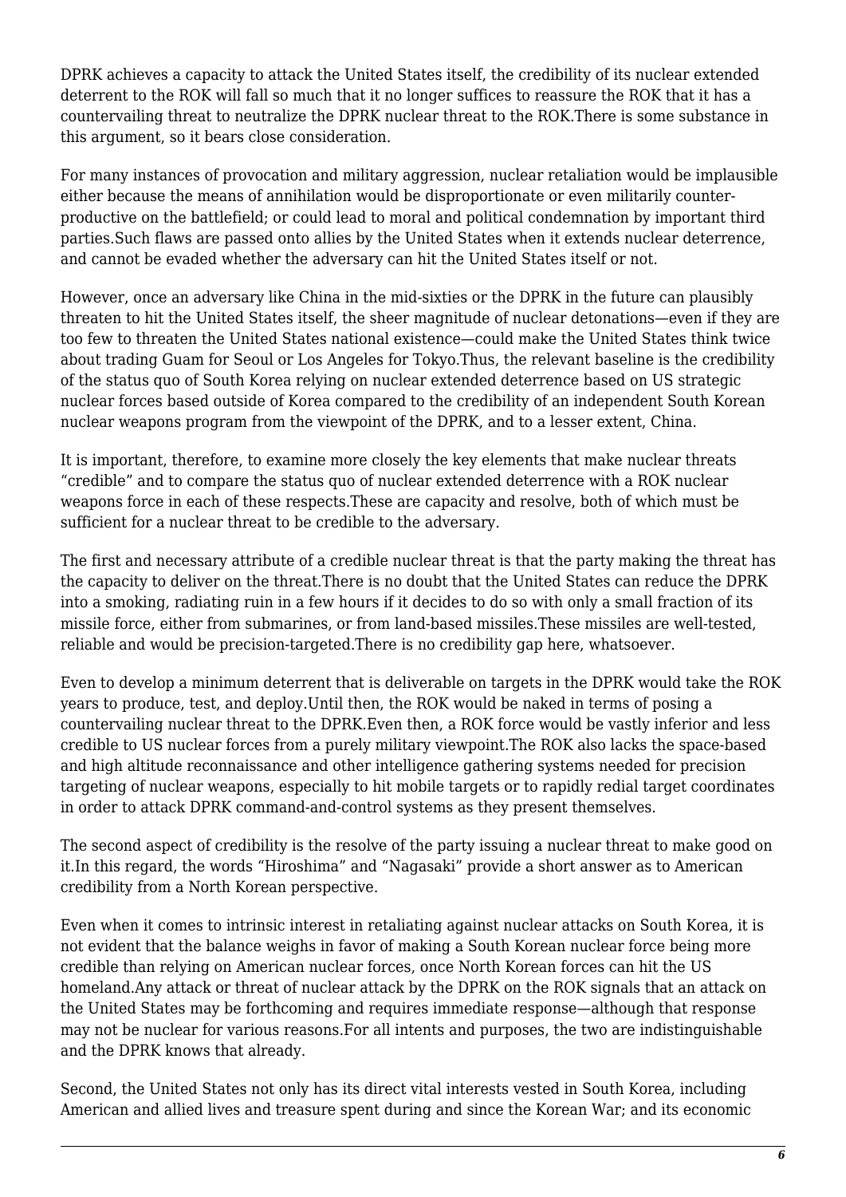DPRK achieves a capacity to attack the United States itself, the credibility of its nuclear extended deterrent to the ROK will fall so much that it no longer suffices to reassure the ROK that it has a countervailing threat to neutralize the DPRK nuclear threat to the ROK.There is some substance in this argument, so it bears close consideration.

For many instances of provocation and military aggression, nuclear retaliation would be implausible either because the means of annihilation would be disproportionate or even militarily counter-productive on the battlefield; or could lead to moral and political condemnation by important third parties.Such flaws are passed onto allies by the United States when it extends nuclear deterrence, and cannot be evaded whether the adversary can hit the United States itself or not.

However, once an adversary like China in the mid-sixties or the DPRK in the future can plausibly threaten to hit the United States itself, the sheer magnitude of nuclear detonations—even if they are too few to threaten the United States national existence—could make the United States think twice about trading Guam for Seoul or Los Angeles for Tokyo.Thus, the relevant baseline is the credibility of the status quo of South Korea relying on nuclear extended deterrence based on US strategic nuclear forces based outside of Korea compared to the credibility of an independent South Korean nuclear weapons program from the viewpoint of the DPRK, and to a lesser extent, China.

It is important, therefore, to examine more closely the key elements that make nuclear threats "credible" and to compare the status quo of nuclear extended deterrence with a ROK nuclear weapons force in each of these respects.These are capacity and resolve, both of which must be sufficient for a nuclear threat to be credible to the adversary.

The first and necessary attribute of a credible nuclear threat is that the party making the threat has the capacity to deliver on the threat.There is no doubt that the United States can reduce the DPRK into a smoking, radiating ruin in a few hours if it decides to do so with only a small fraction of its missile force, either from submarines, or from land-based missiles.These missiles are well-tested, reliable and would be precision-targeted.There is no credibility gap here, whatsoever.

Even to develop a minimum deterrent that is deliverable on targets in the DPRK would take the ROK years to produce, test, and deploy.Until then, the ROK would be naked in terms of posing a countervailing nuclear threat to the DPRK.Even then, a ROK force would be vastly inferior and less credible to US nuclear forces from a purely military viewpoint.The ROK also lacks the space-based and high altitude reconnaissance and other intelligence gathering systems needed for precision targeting of nuclear weapons, especially to hit mobile targets or to rapidly redial target coordinates in order to attack DPRK command-and-control systems as they present themselves.

The second aspect of credibility is the resolve of the party issuing a nuclear threat to make good on it.In this regard, the words "Hiroshima" and "Nagasaki" provide a short answer as to American credibility from a North Korean perspective.

Even when it comes to intrinsic interest in retaliating against nuclear attacks on South Korea, it is not evident that the balance weighs in favor of making a South Korean nuclear force being more credible than relying on American nuclear forces, once North Korean forces can hit the US homeland.Any attack or threat of nuclear attack by the DPRK on the ROK signals that an attack on the United States may be forthcoming and requires immediate response—although that response may not be nuclear for various reasons.For all intents and purposes, the two are indistinguishable and the DPRK knows that already.

Second, the United States not only has its direct vital interests vested in South Korea, including American and allied lives and treasure spent during and since the Korean War; and its economic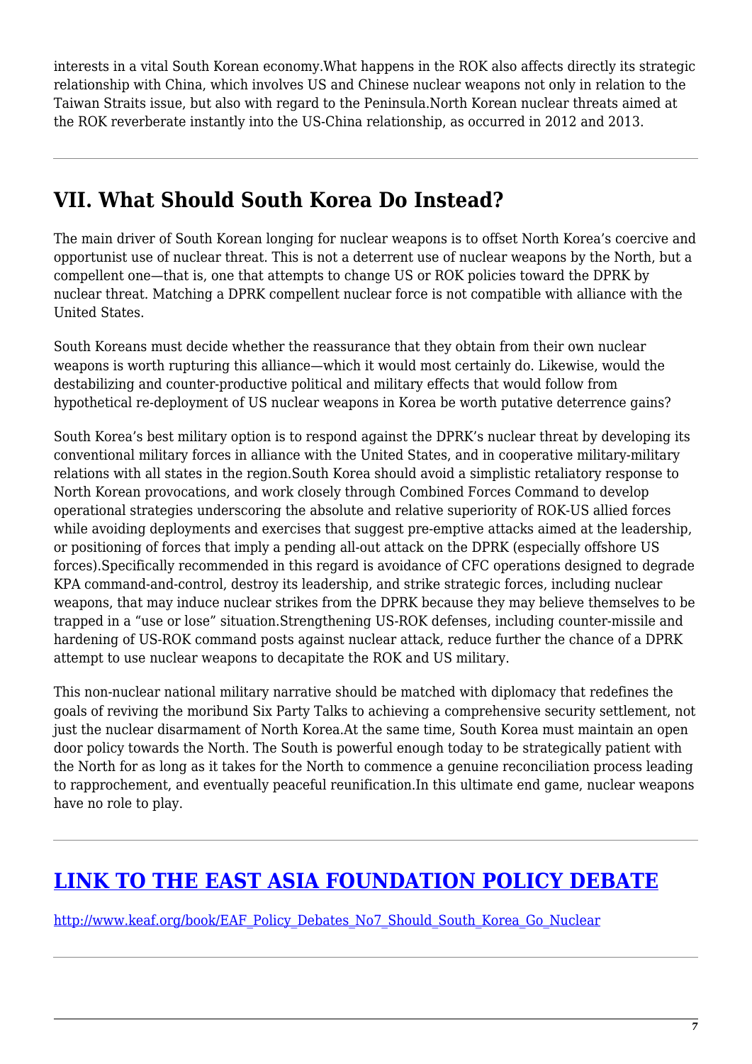interests in a vital South Korean economy.What happens in the ROK also affects directly its strategic relationship with China, which involves US and Chinese nuclear weapons not only in relation to the Taiwan Straits issue, but also with regard to the Peninsula.North Korean nuclear threats aimed at the ROK reverberate instantly into the US-China relationship, as occurred in 2012 and 2013.

---

## VII. What Should South Korea Do Instead?

The main driver of South Korean longing for nuclear weapons is to offset North Korea's coercive and opportunist use of nuclear threat. This is not a deterrent use of nuclear weapons by the North, but a compellent one—that is, one that attempts to change US or ROK policies toward the DPRK by nuclear threat. Matching a DPRK compellent nuclear force is not compatible with alliance with the United States.

South Koreans must decide whether the reassurance that they obtain from their own nuclear weapons is worth rupturing this alliance—which it would most certainly do. Likewise, would the destabilizing and counter-productive political and military effects that would follow from hypothetical re-deployment of US nuclear weapons in Korea be worth putative deterrence gains?

South Korea's best military option is to respond against the DPRK's nuclear threat by developing its conventional military forces in alliance with the United States, and in cooperative military-military relations with all states in the region.South Korea should avoid a simplistic retaliatory response to North Korean provocations, and work closely through Combined Forces Command to develop operational strategies underscoring the absolute and relative superiority of ROK-US allied forces while avoiding deployments and exercises that suggest pre-emptive attacks aimed at the leadership, or positioning of forces that imply a pending all-out attack on the DPRK (especially offshore US forces).Specifically recommended in this regard is avoidance of CFC operations designed to degrade KPA command-and-control, destroy its leadership, and strike strategic forces, including nuclear weapons, that may induce nuclear strikes from the DPRK because they may believe themselves to be trapped in a "use or lose" situation.Strengthening US-ROK defenses, including counter-missile and hardening of US-ROK command posts against nuclear attack, reduce further the chance of a DPRK attempt to use nuclear weapons to decapitate the ROK and US military.

This non-nuclear national military narrative should be matched with diplomacy that redefines the goals of reviving the moribund Six Party Talks to achieving a comprehensive security settlement, not just the nuclear disarmament of North Korea.At the same time, South Korea must maintain an open door policy towards the North. The South is powerful enough today to be strategically patient with the North for as long as it takes for the North to commence a genuine reconciliation process leading to rapprochement, and eventually peaceful reunification.In this ultimate end game, nuclear weapons have no role to play.

---

## [LINK TO THE EAST ASIA FOUNDATION POLICY DEBATE](http://www.keaf.org/book/EAF_Policy_Debates_No7_Should_South_Korea_Go_Nuclear)

[http://www.keaf.org/book/EAF_Policy_Debates_No7_Should_South_Korea_Go_Nuclear](http://www.keaf.org/book/EAF_Policy_Debates_No7_Should_South_Korea_Go_Nuclear)

---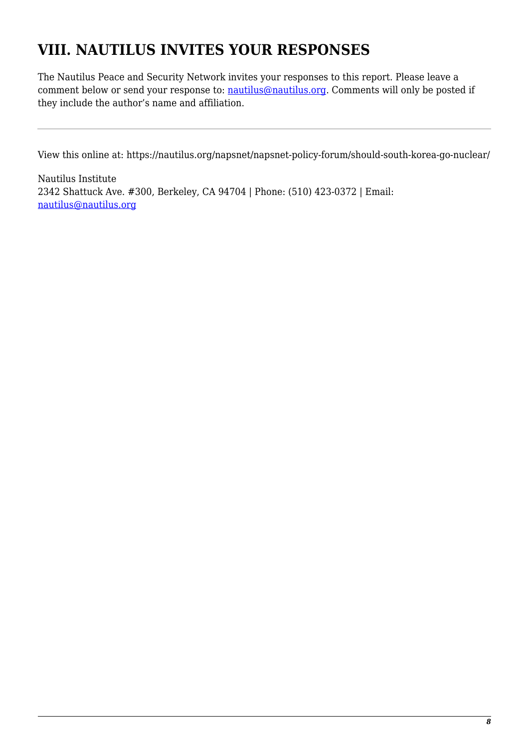# VIII. NAUTILUS INVITES YOUR RESPONSES

The Nautilus Peace and Security Network invites your responses to this report. Please leave a comment below or send your response to: nautilus@nautilus.org. Comments will only be posted if they include the author's name and affiliation.

---

View this online at: https://nautilus.org/napsnet/napsnet-policy-forum/should-south-korea-go-nuclear/

Nautilus Institute
2342 Shattuck Ave. #300, Berkeley, CA 94704 | Phone: (510) 423-0372 | Email: nautilus@nautilus.org